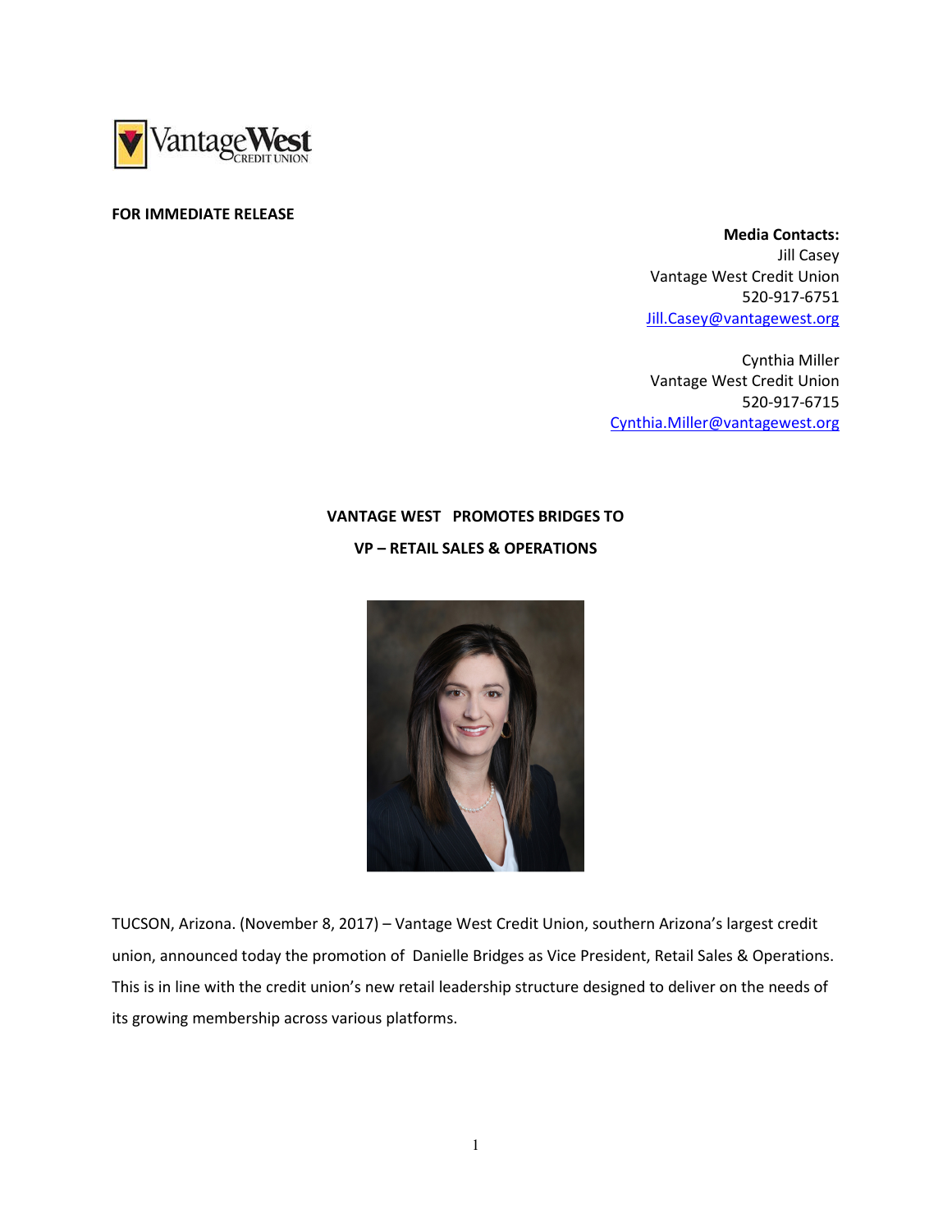**FOR IMMEDIATE RELEASE**

**Media Contacts:**
Jill Casey
Vantage West Credit Union
520-917-6751
Jill.Casey@vantagewest.org

Cynthia Miller
Vantage West Credit Union
520-917-6715
Cynthia.Miller@vantagewest.org

## VANTAGE WEST PROMOTES BRIDGES TO VP – RETAIL SALES & OPERATIONS

TUCSON, Arizona. (November 8, 2017) – Vantage West Credit Union, southern Arizona's largest credit union, announced today the promotion of Danielle Bridges as Vice President, Retail Sales & Operations. This is in line with the credit union's new retail leadership structure designed to deliver on the needs of its growing membership across various platforms.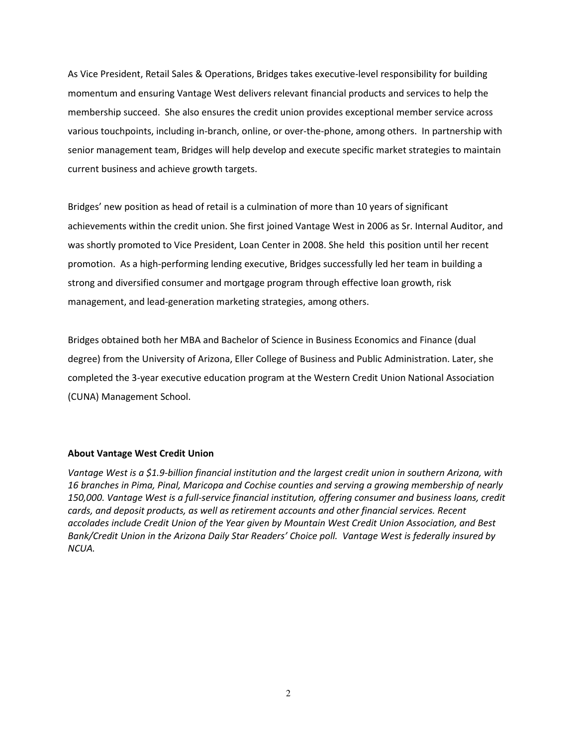As Vice President, Retail Sales & Operations, Bridges takes executive-level responsibility for building momentum and ensuring Vantage West delivers relevant financial products and services to help the membership succeed. She also ensures the credit union provides exceptional member service across various touchpoints, including in-branch, online, or over-the-phone, among others. In partnership with senior management team, Bridges will help develop and execute specific market strategies to maintain current business and achieve growth targets.

Bridges' new position as head of retail is a culmination of more than 10 years of significant achievements within the credit union. She first joined Vantage West in 2006 as Sr. Internal Auditor, and was shortly promoted to Vice President, Loan Center in 2008. She held this position until her recent promotion. As a high-performing lending executive, Bridges successfully led her team in building a strong and diversified consumer and mortgage program through effective loan growth, risk management, and lead-generation marketing strategies, among others.

Bridges obtained both her MBA and Bachelor of Science in Business Economics and Finance (dual degree) from the University of Arizona, Eller College of Business and Public Administration. Later, she completed the 3-year executive education program at the Western Credit Union National Association (CUNA) Management School.

**About Vantage West Credit Union**

*Vantage West is a $1.9-billion financial institution and the largest credit union in southern Arizona, with 16 branches in Pima, Pinal, Maricopa and Cochise counties and serving a growing membership of nearly 150,000. Vantage West is a full-service financial institution, offering consumer and business loans, credit cards, and deposit products, as well as retirement accounts and other financial services. Recent accolades include Credit Union of the Year given by Mountain West Credit Union Association, and Best Bank/Credit Union in the Arizona Daily Star Readers' Choice poll. Vantage West is federally insured by NCUA.*